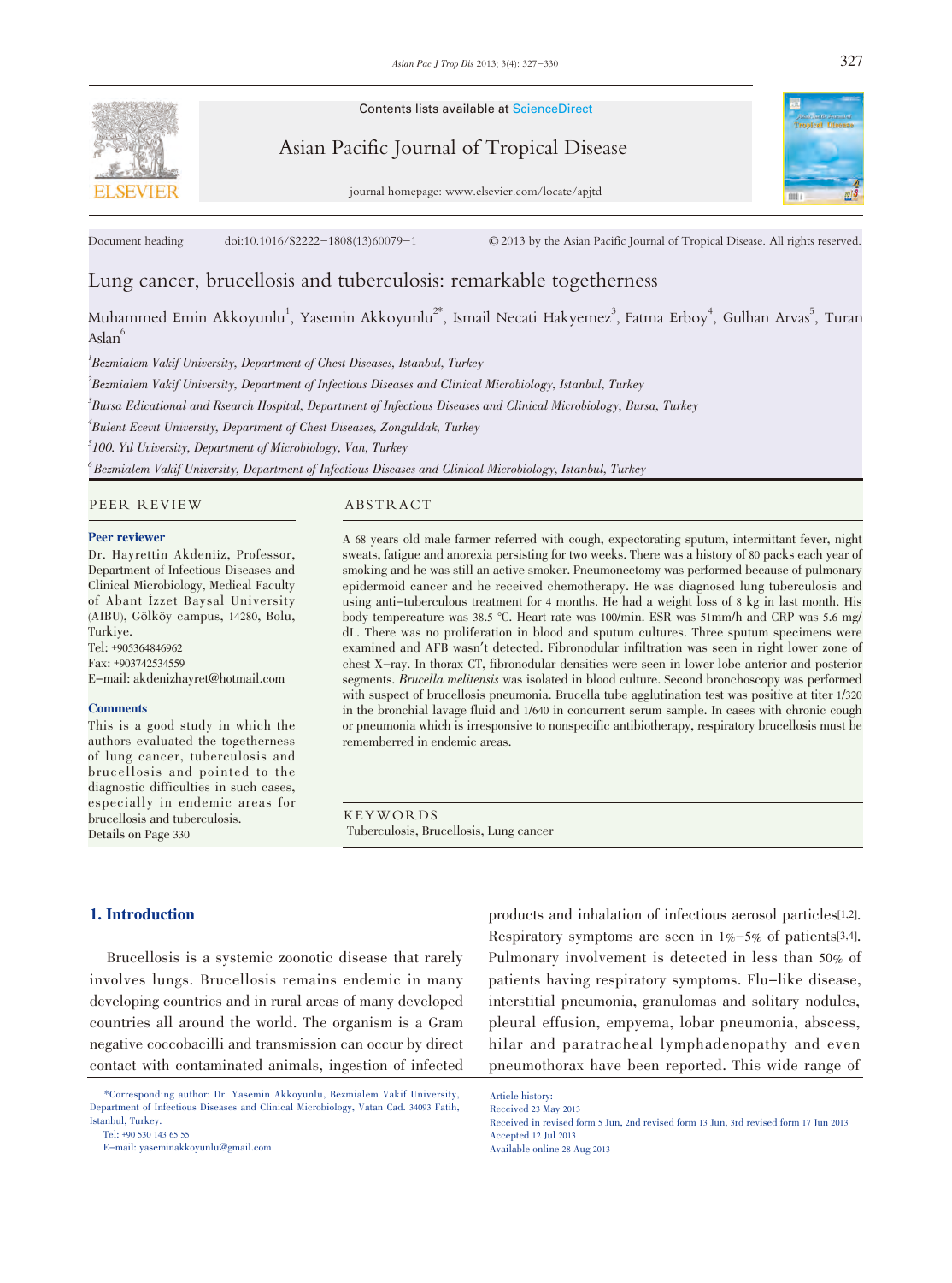Contents lists available at ScienceDirect

Asian Pacific Journal of Tropical Disease

journal homepage: www.elsevier.com/locate/apjtd

Document heading doi:10.1016/S2222-1808(13)60079-1 © 2013 by the Asian Pacific Journal of Tropical Disease. All rights reserved.

# Lung cancer, brucellosis and tuberculosis: remarkable togetherness

Muhammed Emin Akkoyunlu[1], Yasemin Akkoyunlu[2*], Ismail Necati Hakyemez[3], Fatma Erboy[4], Gulhan Arvas[5], Turan Aslan[6]

[1]Bezmialem Vakif University, Department of Chest Diseases, Istanbul, Turkey

[2]Bezmialem Vakif University, Department of Infectious Diseases and Clinical Microbiology, Istanbul, Turkey

[3]Bursa Edicational and Rsearch Hospital, Department of Infectious Diseases and Clinical Microbiology, Bursa, Turkey

[4]Bulent Ecevit University, Department of Chest Diseases, Zonguldak, Turkey

[5]100. Yıl Uviversity, Department of Microbiology, Van, Turkey

[6]Bezmialem Vakif University, Department of Infectious Diseases and Clinical Microbiology, Istanbul, Turkey

## PEER REVIEW

**Peer reviewer**

Dr. Hayrettin Akdeniiz, Professor, Department of Infectious Diseases and Clinical Microbiology, Medical Faculty of Abant İzzet Baysal University (AIBU), Gölköy campus, 14280, Bolu, Turkiye.
Tel: +905364846962
Fax: +903742534559
E-mail: akdenizhayret@hotmail.com

**Comments**

This is a good study in which the authors evaluated the togetherness of lung cancer, tuberculosis and brucellosis and pointed to the diagnostic difficulties in such cases, especially in endemic areas for brucellosis and tuberculosis.
Details on Page 330

## ABSTRACT

A 68 years old male farmer referred with cough, expectorating sputum, intermittant fever, night sweats, fatigue and anorexia persisting for two weeks. There was a history of 80 packs each year of smoking and he was still an active smoker. Pneumonectomy was performed because of pulmonary epidermoid cancer and he received chemotherapy. He was diagnosed lung tuberculosis and using anti-tuberculous treatment for 4 months. He had a weight loss of 8 kg in last month. His body tempereature was 38.5 °C. Heart rate was 100/min. ESR was 51mm/h and CRP was 5.6 mg/dL. There was no proliferation in blood and sputum cultures. Three sputum specimens were examined and AFB wasn't detected. Fibronodular infiltration was seen in right lower zone of chest X-ray. In thorax CT, fibronodular densities were seen in lower lobe anterior and posterior segments. *Brucella melitensis* was isolated in blood culture. Second bronchoscopy was performed with suspect of brucellosis pneumonia. Brucella tube agglutination test was positive at titer 1/320 in the bronchial lavage fluid and 1/640 in concurrent serum sample. In cases with chronic cough or pneumonia which is irresponsive to nonspecific antibiotherapy, respiratory brucellosis must be remembered in endemic areas.

## KEYWORDS

Tuberculosis, Brucellosis, Lung cancer

## 1. Introduction

Brucellosis is a systemic zoonotic disease that rarely involves lungs. Brucellosis remains endemic in many developing countries and in rural areas of many developed countries all around the world. The organism is a Gram negative coccobacilli and transmission can occur by direct contact with contaminated animals, ingestion of infected products and inhalation of infectious aerosol particles[1,2]. Respiratory symptoms are seen in 1%-5% of patients[3,4]. Pulmonary involvement is detected in less than 50% of patients having respiratory symptoms. Flu-like disease, interstitial pneumonia, granulomas and solitary nodules, pleural effusion, empyema, lobar pneumonia, abscess, hilar and paratracheal lymphadenopathy and even pneumothorax have been reported. This wide range of

*Corresponding author: Dr. Yasemin Akkoyunlu, Bezmialem Vakif University, Department of Infectious Diseases and Clinical Microbiology, Vatan Cad. 34093 Fatih, Istanbul, Turkey.
Tel: +90 530 143 65 55
E-mail: yaseminakkoyunlu@gmail.com

Article history:
Received 23 May 2013
Received in revised form 5 Jun, 2nd revised form 13 Jun, 3rd revised form 17 Jun 2013
Accepted 12 Jul 2013
Available online 28 Aug 2013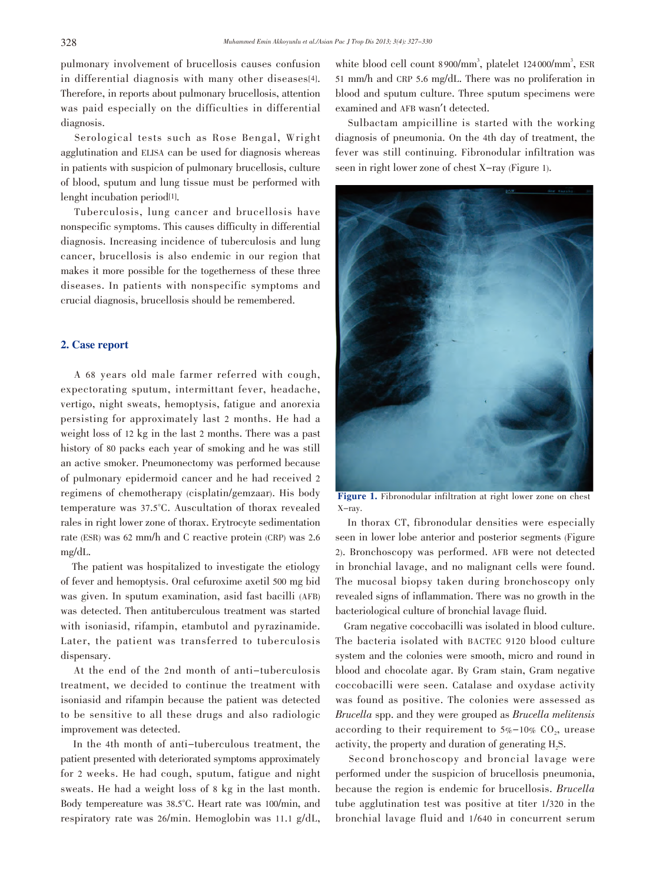pulmonary involvement of brucellosis causes confusion in differential diagnosis with many other diseases[4]. Therefore, in reports about pulmonary brucellosis, attention was paid especially on the difficulties in differential diagnosis.

Serological tests such as Rose Bengal, Wright agglutination and ELISA can be used for diagnosis whereas in patients with suspicion of pulmonary brucellosis, culture of blood, sputum and lung tissue must be performed with lenght incubation period[1].

Tuberculosis, lung cancer and brucellosis have nonspecific symptoms. This causes difficulty in differential diagnosis. Increasing incidence of tuberculosis and lung cancer, brucellosis is also endemic in our region that makes it more possible for the togetherness of these three diseases. In patients with nonspecific symptoms and crucial diagnosis, brucellosis should be remembered.

## 2. Case report

A 68 years old male farmer referred with cough, expectorating sputum, intermittant fever, headache, vertigo, night sweats, hemoptysis, fatigue and anorexia persisting for approximately last 2 months. He had a weight loss of 12 kg in the last 2 months. There was a past history of 80 packs each year of smoking and he was still an active smoker. Pneumonectomy was performed because of pulmonary epidermoid cancer and he had received 2 regimens of chemotherapy (cisplatin/gemzaar). His body temperature was 37.5°C. Auscultation of thorax revealed rales in right lower zone of thorax. Erytrocyte sedimentation rate (ESR) was 62 mm/h and C reactive protein (CRP) was 2.6 mg/dL.

The patient was hospitalized to investigate the etiology of fever and hemoptysis. Oral cefuroxime axetil 500 mg bid was given. In sputum examination, asid fast bacilli (AFB) was detected. Then antituberculous treatment was started with isoniasid, rifampin, etambutol and pyrazinamide. Later, the patient was transferred to tuberculosis dispensary.

At the end of the 2nd month of anti-tuberculosis treatment, we decided to continue the treatment with isoniasid and rifampin because the patient was detected to be sensitive to all these drugs and also radiologic improvement was detected.

In the 4th month of anti-tuberculous treatment, the patient presented with deteriorated symptoms approximately for 2 weeks. He had cough, sputum, fatigue and night sweats. He had a weight loss of 8 kg in the last month. Body tempereature was 38.5°C. Heart rate was 100/min, and respiratory rate was 26/min. Hemoglobin was 11.1 g/dL, white blood cell count 8 900/mm$^3$, platelet 124 000/mm$^3$, ESR 51 mm/h and CRP 5.6 mg/dL. There was no proliferation in blood and sputum culture. Three sputum specimens were examined and AFB wasn't detected.

Sulbactam ampicilline is started with the working diagnosis of pneumonia. On the 4th day of treatment, the fever was still continuing. Fibronodular infiltration was seen in right lower zone of chest X-ray (Figure 1).

**Figure 1.** Fibronodular infiltration at right lower zone on chest X-ray.

In thorax CT, fibronodular densities were especially seen in lower lobe anterior and posterior segments (Figure 2). Bronchoscopy was performed. AFB were not detected in bronchial lavage, and no malignant cells were found. The mucosal biopsy taken during bronchoscopy only revealed signs of inflammation. There was no growth in the bacteriological culture of bronchial lavage fluid.

Gram negative coccobacilli was isolated in blood culture. The bacteria isolated with BACTEC 9120 blood culture system and the colonies were smooth, micro and round in blood and chocolate agar. By Gram stain, Gram negative coccobacilli were seen. Catalase and oxydase activity was found as positive. The colonies were assessed as *Brucella* spp. and they were grouped as *Brucella melitensis* according to their requirement to 5%–10% $CO_2$, urease activity, the property and duration of generating $H_2S$.

Second bronchoscopy and broncial lavage were performed under the suspicion of brucellosis pneumonia, because the region is endemic for brucellosis. *Brucella* tube agglutination test was positive at titer 1/320 in the bronchial lavage fluid and 1/640 in concurrent serum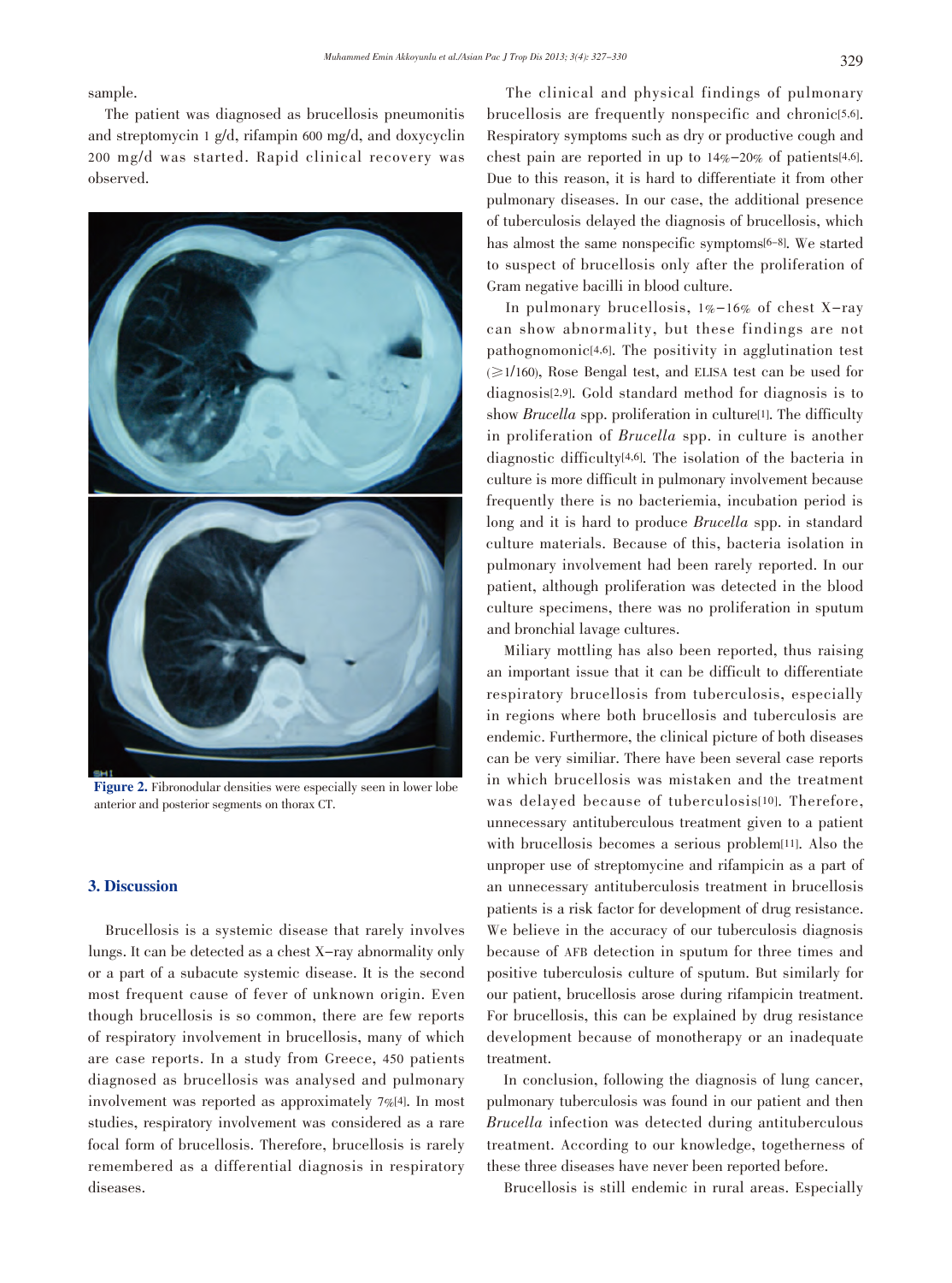sample.

The patient was diagnosed as brucellosis pneumonitis and streptomycin 1 g/d, rifampin 600 mg/d, and doxycyclin 200 mg/d was started. Rapid clinical recovery was observed.

**Figure 2.** Fibronodular densities were especially seen in lower lobe anterior and posterior segments on thorax CT.

## 3. Discussion

Brucellosis is a systemic disease that rarely involves lungs. It can be detected as a chest X-ray abnormality only or a part of a subacute systemic disease. It is the second most frequent cause of fever of unknown origin. Even though brucellosis is so common, there are few reports of respiratory involvement in brucellosis, many of which are case reports. In a study from Greece, 450 patients diagnosed as brucellosis was analysed and pulmonary involvement was reported as approximately 7%[4]. In most studies, respiratory involvement was considered as a rare focal form of brucellosis. Therefore, brucellosis is rarely remembered as a differential diagnosis in respiratory diseases.

The clinical and physical findings of pulmonary brucellosis are frequently nonspecific and chronic[5,6]. Respiratory symptoms such as dry or productive cough and chest pain are reported in up to 14%–20% of patients[4,6]. Due to this reason, it is hard to differentiate it from other pulmonary diseases. In our case, the additional presence of tuberculosis delayed the diagnosis of brucellosis, which has almost the same nonspecific symptoms[6–8]. We started to suspect of brucellosis only after the proliferation of Gram negative bacilli in blood culture.

In pulmonary brucellosis, 1%–16% of chest X-ray can show abnormality, but these findings are not pathognomonic[4,6]. The positivity in agglutination test ($\geq$1/160), Rose Bengal test, and ELISA test can be used for diagnosis[2,9]. Gold standard method for diagnosis is to show *Brucella* spp. proliferation in culture[1]. The difficulty in proliferation of *Brucella* spp. in culture is another diagnostic difficulty[4,6]. The isolation of the bacteria in culture is more difficult in pulmonary involvement because frequently there is no bacteriemia, incubation period is long and it is hard to produce *Brucella* spp. in standard culture materials. Because of this, bacteria isolation in pulmonary involvement had been rarely reported. In our patient, although proliferation was detected in the blood culture specimens, there was no proliferation in sputum and bronchial lavage cultures.

Miliary mottling has also been reported, thus raising an important issue that it can be difficult to differentiate respiratory brucellosis from tuberculosis, especially in regions where both brucellosis and tuberculosis are endemic. Furthermore, the clinical picture of both diseases can be very similiar. There have been several case reports in which brucellosis was mistaken and the treatment was delayed because of tuberculosis[10]. Therefore, unnecessary antituberculous treatment given to a patient with brucellosis becomes a serious problem[11]. Also the unproper use of streptomycine and rifampicin as a part of an unnecessary antituberculosis treatment in brucellosis patients is a risk factor for development of drug resistance. We believe in the accuracy of our tuberculosis diagnosis because of AFB detection in sputum for three times and positive tuberculosis culture of sputum. But similarly for our patient, brucellosis arose during rifampicin treatment. For brucellosis, this can be explained by drug resistance development because of monotherapy or an inadequate treatment.

In conclusion, following the diagnosis of lung cancer, pulmonary tuberculosis was found in our patient and then *Brucella* infection was detected during antituberculous treatment. According to our knowledge, togetherness of these three diseases have never been reported before.

Brucellosis is still endemic in rural areas. Especially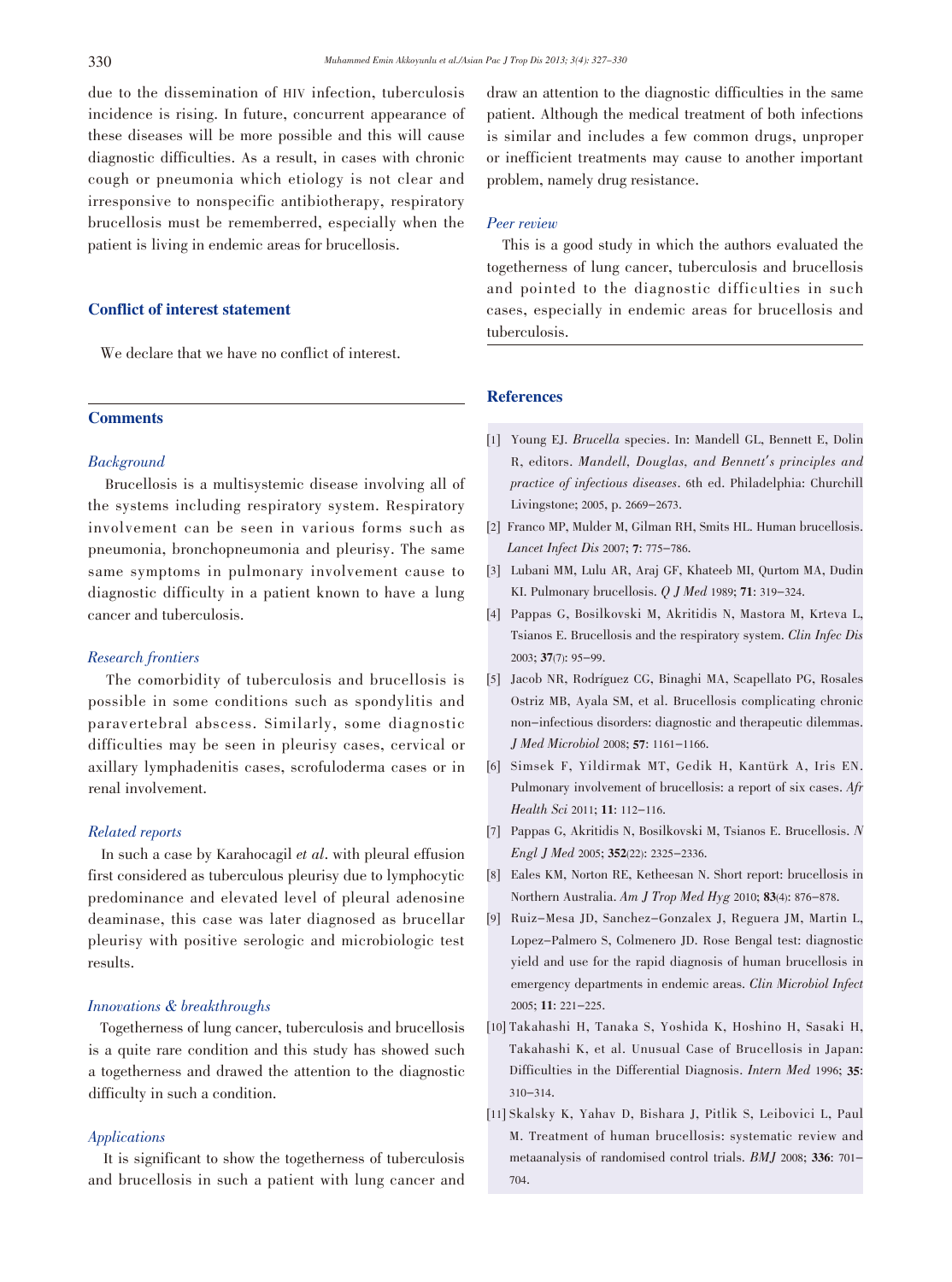due to the dissemination of HIV infection, tuberculosis incidence is rising. In future, concurrent appearance of these diseases will be more possible and this will cause diagnostic difficulties. As a result, in cases with chronic cough or pneumonia which etiology is not clear and irresponsive to nonspecific antibiotherapy, respiratory brucellosis must be rememberred, especially when the patient is living in endemic areas for brucellosis.

## Conflict of interest statement

We declare that we have no conflict of interest.

## Comments

### *Background*

Brucellosis is a multisystemic disease involving all of the systems including respiratory system. Respiratory involvement can be seen in various forms such as pneumonia, bronchopneumonia and pleurisy. The same same symptoms in pulmonary involvement cause to diagnostic difficulty in a patient known to have a lung cancer and tuberculosis.

### *Research frontiers*

The comorbidity of tuberculosis and brucellosis is possible in some conditions such as spondylitis and paravertebral abscess. Similarly, some diagnostic difficulties may be seen in pleurisy cases, cervical or axillary lymphadenitis cases, scrofuloderma cases or in renal involvement.

### *Related reports*

In such a case by Karahocagil *et al*. with pleural effusion first considered as tuberculous pleurisy due to lymphocytic predominance and elevated level of pleural adenosine deaminase, this case was later diagnosed as brucellar pleurisy with positive serologic and microbiologic test results.

### *Innovations & breakthroughs*

Togetherness of lung cancer, tuberculosis and brucellosis is a quite rare condition and this study has showed such a togetherness and drawed the attention to the diagnostic difficulty in such a condition.

### *Applications*

It is significant to show the togetherness of tuberculosis and brucellosis in such a patient with lung cancer and draw an attention to the diagnostic difficulties in the same patient. Although the medical treatment of both infections is similar and includes a few common drugs, unproper or inefficient treatments may cause to another important problem, namely drug resistance.

### *Peer review*

This is a good study in which the authors evaluated the togetherness of lung cancer, tuberculosis and brucellosis and pointed to the diagnostic difficulties in such cases, especially in endemic areas for brucellosis and tuberculosis.

## References

[1] Young EJ. *Brucella* species. In: Mandell GL, Bennett E, Dolin R, editors. *Mandell, Douglas, and Bennett's principles and practice of infectious diseases*. 6th ed. Philadelphia: Churchill Livingstone; 2005, p. 2669-2673.

[2] Franco MP, Mulder M, Gilman RH, Smits HL. Human brucellosis. *Lancet Infect Dis* 2007; **7**: 775-786.

[3] Lubani MM, Lulu AR, Araj GF, Khateeb MI, Qurtom MA, Dudin KI. Pulmonary brucellosis. *Q J Med* 1989; **71**: 319-324.

[4] Pappas G, Bosilkovski M, Akritidis N, Mastora M, Krteva L, Tsianos E. Brucellosis and the respiratory system. *Clin Infec Dis* 2003; **37**(7): 95-99.

[5] Jacob NR, Rodríguez CG, Binaghi MA, Scapellato PG, Rosales Ostriz MB, Ayala SM, et al. Brucellosis complicating chronic non-infectious disorders: diagnostic and therapeutic dilemmas. *J Med Microbiol* 2008; **57**: 1161-1166.

[6] Simsek F, Yildirmak MT, Gedik H, Kantürk A, Iris EN. Pulmonary involvement of brucellosis: a report of six cases. *Afr Health Sci* 2011; **11**: 112-116.

[7] Pappas G, Akritidis N, Bosilkovski M, Tsianos E. Brucellosis. *N Engl J Med* 2005; **352**(22): 2325-2336.

[8] Eales KM, Norton RE, Ketheesan N. Short report: brucellosis in Northern Australia. *Am J Trop Med Hyg* 2010; **83**(4): 876-878.

[9] Ruiz-Mesa JD, Sanchez-Gonzalex J, Reguera JM, Martin L, Lopez-Palmero S, Colmenero JD. Rose Bengal test: diagnostic yield and use for the rapid diagnosis of human brucellosis in emergency departments in endemic areas. *Clin Microbiol Infect* 2005; **11**: 221-225.

[10] Takahashi H, Tanaka S, Yoshida K, Hoshino H, Sasaki H, Takahashi K, et al. Unusual Case of Brucellosis in Japan: Difficulties in the Differential Diagnosis. *Intern Med* 1996; **35**: 310-314.

[11] Skalsky K, Yahav D, Bishara J, Pitlik S, Leibovici L, Paul M. Treatment of human brucellosis: systematic review and metaanalysis of randomised control trials. *BMJ* 2008; **336**: 701-704.